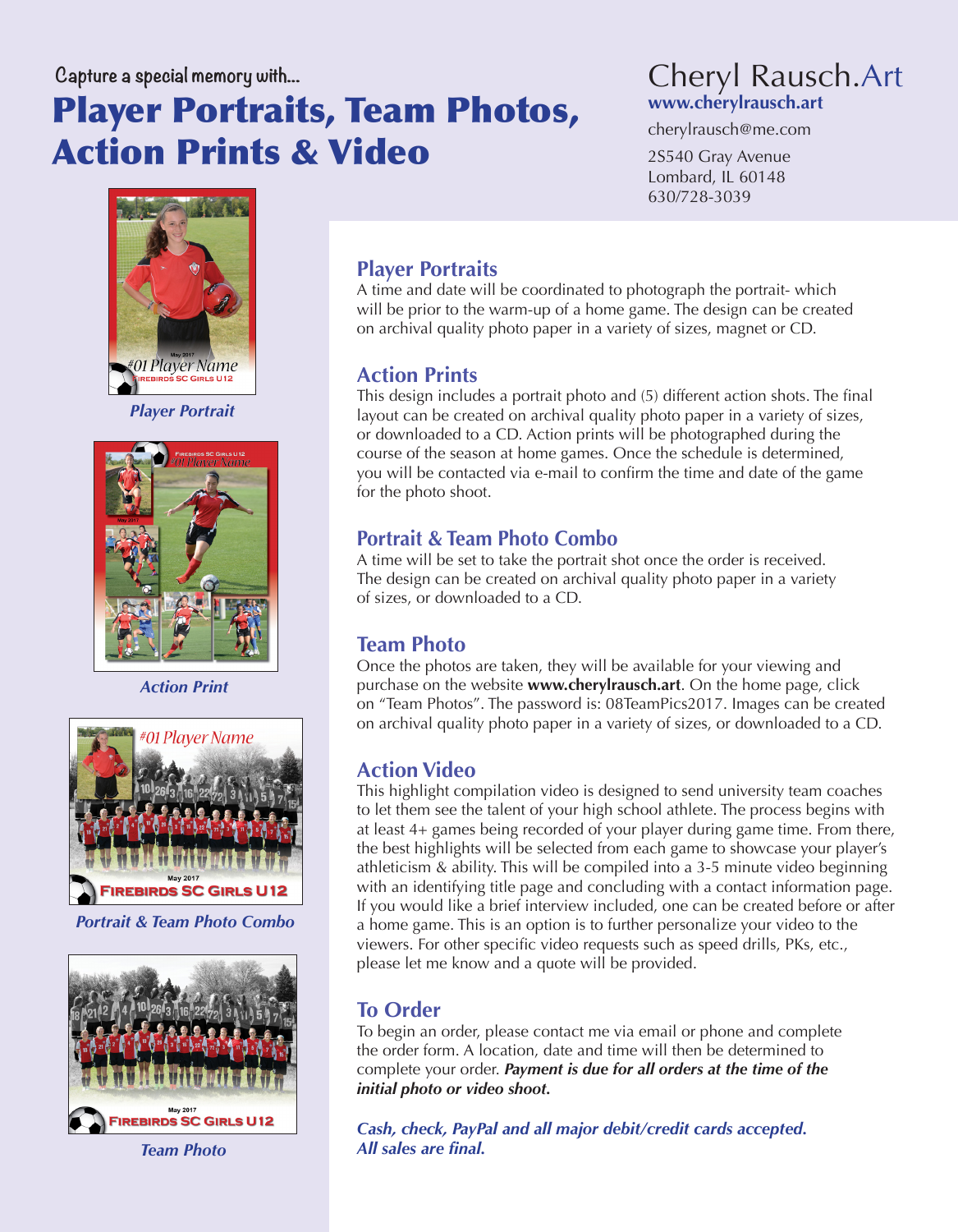Capture a special memory with...

# Player Portraits, Team Photos, Action Prints & Video

Cheryl Rausch.Art
**www.cherylrausch.art**
cherylrausch@me.com
2S540 Gray Avenue
Lombard, IL 60148
630/728-3039

*Player Portrait*

*Action Print*

*Portrait & Team Photo Combo*

*Team Photo*

## Player Portraits

A time and date will be coordinated to photograph the portrait- which will be prior to the warm-up of a home game. The design can be created on archival quality photo paper in a variety of sizes, magnet or CD.

## Action Prints

This design includes a portrait photo and (5) different action shots. The final layout can be created on archival quality photo paper in a variety of sizes, or downloaded to a CD. Action prints will be photographed during the course of the season at home games. Once the schedule is determined, you will be contacted via e-mail to confirm the time and date of the game for the photo shoot.

## Portrait & Team Photo Combo

A time will be set to take the portrait shot once the order is received. The design can be created on archival quality photo paper in a variety of sizes, or downloaded to a CD.

## Team Photo

Once the photos are taken, they will be available for your viewing and purchase on the website **www.cherylrausch.art**. On the home page, click on "Team Photos". The password is: 08TeamPics2017. Images can be created on archival quality photo paper in a variety of sizes, or downloaded to a CD.

## Action Video

This highlight compilation video is designed to send university team coaches to let them see the talent of your high school athlete. The process begins with at least 4+ games being recorded of your player during game time. From there, the best highlights will be selected from each game to showcase your player's athleticism & ability. This will be compiled into a 3-5 minute video beginning with an identifying title page and concluding with a contact information page. If you would like a brief interview included, one can be created before or after a home game. This is an option is to further personalize your video to the viewers. For other specific video requests such as speed drills, PKs, etc., please let me know and a quote will be provided.

## To Order

To begin an order, please contact me via email or phone and complete the order form. A location, date and time will then be determined to complete your order. ***Payment is due for all orders at the time of the initial photo or video shoot.***

***Cash, check, PayPal and all major debit/credit cards accepted. All sales are final.***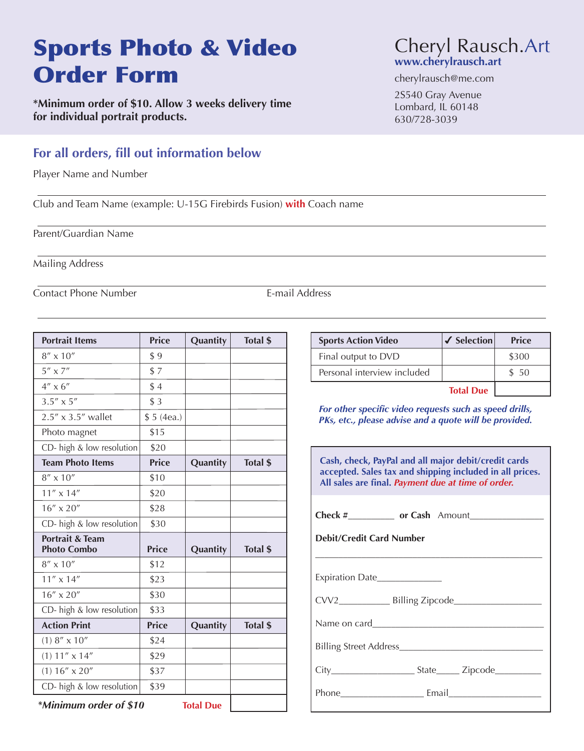# Sports Photo & Video Order Form

**\*Minimum order of $10. Allow 3 weeks delivery time for individual portrait products.**

Cheryl Rausch.Art
**www.cherylrausch.art**
cherylrausch@me.com
2S540 Gray Avenue
Lombard, IL 60148
630/728-3039

## For all orders, fill out information below

Player Name and Number

Club and Team Name (example: U-15G Firebirds Fusion) **with** Coach name

Parent/Guardian Name

Mailing Address

Contact Phone Number    E-mail Address

| Portrait Items | Price | Quantity | Total $ |
|---|---|---|---|
| 8″ x 10″ | $ 9 | | |
| 5″ x 7″ | $ 7 | | |
| 4″ x 6″ | $ 4 | | |
| 3.5″ x 5″ | $ 3 | | |
| 2.5″ x 3.5″ wallet | $ 5 (4ea.) | | |
| Photo magnet | $15 | | |
| CD- high & low resolution | $20 | | |
| **Team Photo Items** | **Price** | **Quantity** | **Total $** |
| 8″ x 10″ | $10 | | |
| 11″ x 14″ | $20 | | |
| 16″ x 20″ | $28 | | |
| CD- high & low resolution | $30 | | |
| **Portrait & Team Photo Combo** | **Price** | **Quantity** | **Total $** |
| 8″ x 10″ | $12 | | |
| 11″ x 14″ | $23 | | |
| 16″ x 20″ | $30 | | |
| CD- high & low resolution | $33 | | |
| **Action Print** | **Price** | **Quantity** | **Total $** |
| (1) 8″ x 10″ | $24 | | |
| (1) 11″ x 14″ | $29 | | |
| (1) 16″ x 20″ | $37 | | |
| CD- high & low resolution | $39 | | |
| ***\*Minimum order of $10*** | | **Total Due** | |

| Sports Action Video | ✓ Selection | Price |
|---|---|---|
| Final output to DVD | | $300 |
| Personal interview included | | $ 50 |
| | **Total Due** | |

*For other specific video requests such as speed drills, PKs, etc., please advise and a quote will be provided.*

**Cash, check, PayPal and all major debit/credit cards accepted. Sales tax and shipping included in all prices. All sales are final.** ***Payment due at time of order.***

**Check #**_________ **or Cash** Amount_______________

**Debit/Credit Card Number**

_______________________________________________

Expiration Date_____________

CVV2__________ Billing Zipcode_________________

Name on card___________________________________

Billing Street Address______________________________

City________________ State_____ Zipcode_________

Phone_________________ Email___________________